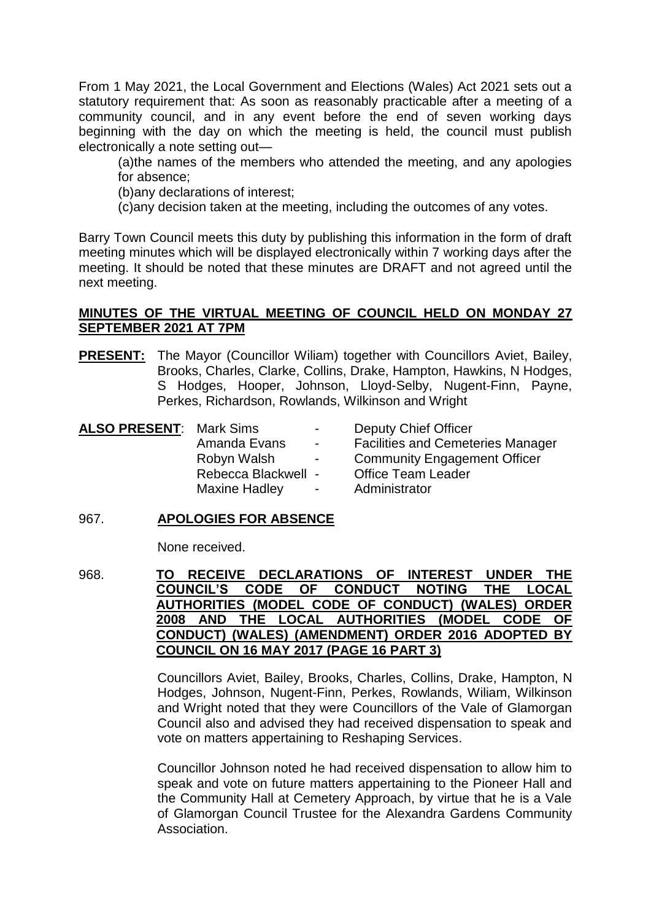From 1 May 2021, the Local Government and Elections (Wales) Act 2021 sets out a statutory requirement that: As soon as reasonably practicable after a meeting of a community council, and in any event before the end of seven working days beginning with the day on which the meeting is held, the council must publish electronically a note setting out—

(a)the names of the members who attended the meeting, and any apologies for absence;

(b)any declarations of interest;

(c)any decision taken at the meeting, including the outcomes of any votes.

Barry Town Council meets this duty by publishing this information in the form of draft meeting minutes which will be displayed electronically within 7 working days after the meeting. It should be noted that these minutes are DRAFT and not agreed until the next meeting.

**MINUTES OF THE VIRTUAL MEETING OF COUNCIL HELD ON MONDAY 27 SEPTEMBER 2021 AT 7PM**

**PRESENT:** The Mayor (Councillor Wiliam) together with Councillors Aviet, Bailey, Brooks, Charles, Clarke, Collins, Drake, Hampton, Hawkins, N Hodges, S Hodges, Hooper, Johnson, Lloyd-Selby, Nugent-Finn, Payne, Perkes, Richardson, Rowlands, Wilkinson and Wright

**ALSO PRESENT:**

| | | |
|---|---|---|
| Mark Sims | - | Deputy Chief Officer |
| Amanda Evans | - | Facilities and Cemeteries Manager |
| Robyn Walsh | - | Community Engagement Officer |
| Rebecca Blackwell | - | Office Team Leader |
| Maxine Hadley | - | Administrator |

967. **APOLOGIES FOR ABSENCE**

None received.

968. **TO RECEIVE DECLARATIONS OF INTEREST UNDER THE COUNCIL'S CODE OF CONDUCT NOTING THE LOCAL AUTHORITIES (MODEL CODE OF CONDUCT) (WALES) ORDER 2008 AND THE LOCAL AUTHORITIES (MODEL CODE OF CONDUCT) (WALES) (AMENDMENT) ORDER 2016 ADOPTED BY COUNCIL ON 16 MAY 2017 (PAGE 16 PART 3)**

Councillors Aviet, Bailey, Brooks, Charles, Collins, Drake, Hampton, N Hodges, Johnson, Nugent-Finn, Perkes, Rowlands, Wiliam, Wilkinson and Wright noted that they were Councillors of the Vale of Glamorgan Council also and advised they had received dispensation to speak and vote on matters appertaining to Reshaping Services.

Councillor Johnson noted he had received dispensation to allow him to speak and vote on future matters appertaining to the Pioneer Hall and the Community Hall at Cemetery Approach, by virtue that he is a Vale of Glamorgan Council Trustee for the Alexandra Gardens Community Association.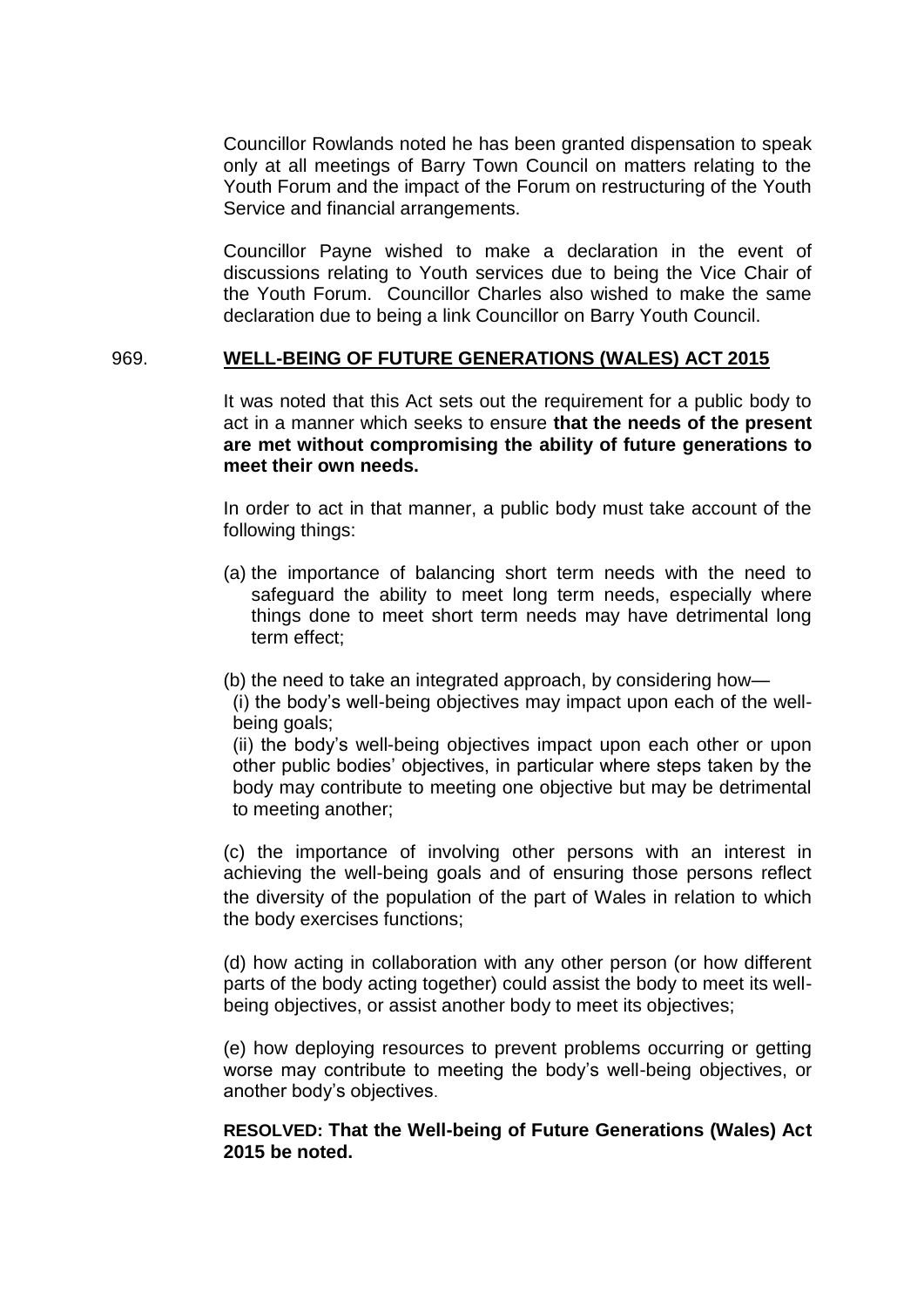Councillor Rowlands noted he has been granted dispensation to speak only at all meetings of Barry Town Council on matters relating to the Youth Forum and the impact of the Forum on restructuring of the Youth Service and financial arrangements.

Councillor Payne wished to make a declaration in the event of discussions relating to Youth services due to being the Vice Chair of the Youth Forum. Councillor Charles also wished to make the same declaration due to being a link Councillor on Barry Youth Council.

## 969. WELL-BEING OF FUTURE GENERATIONS (WALES) ACT 2015

It was noted that this Act sets out the requirement for a public body to act in a manner which seeks to ensure **that the needs of the present are met without compromising the ability of future generations to meet their own needs.**

In order to act in that manner, a public body must take account of the following things:

(a) the importance of balancing short term needs with the need to safeguard the ability to meet long term needs, especially where things done to meet short term needs may have detrimental long term effect;

(b) the need to take an integrated approach, by considering how—
(i) the body's well-being objectives may impact upon each of the well-being goals;
(ii) the body's well-being objectives impact upon each other or upon other public bodies' objectives, in particular where steps taken by the body may contribute to meeting one objective but may be detrimental to meeting another;

(c) the importance of involving other persons with an interest in achieving the well-being goals and of ensuring those persons reflect the diversity of the population of the part of Wales in relation to which the body exercises functions;

(d) how acting in collaboration with any other person (or how different parts of the body acting together) could assist the body to meet its well-being objectives, or assist another body to meet its objectives;

(e) how deploying resources to prevent problems occurring or getting worse may contribute to meeting the body's well-being objectives, or another body's objectives.

**RESOLVED: That the Well-being of Future Generations (Wales) Act 2015 be noted.**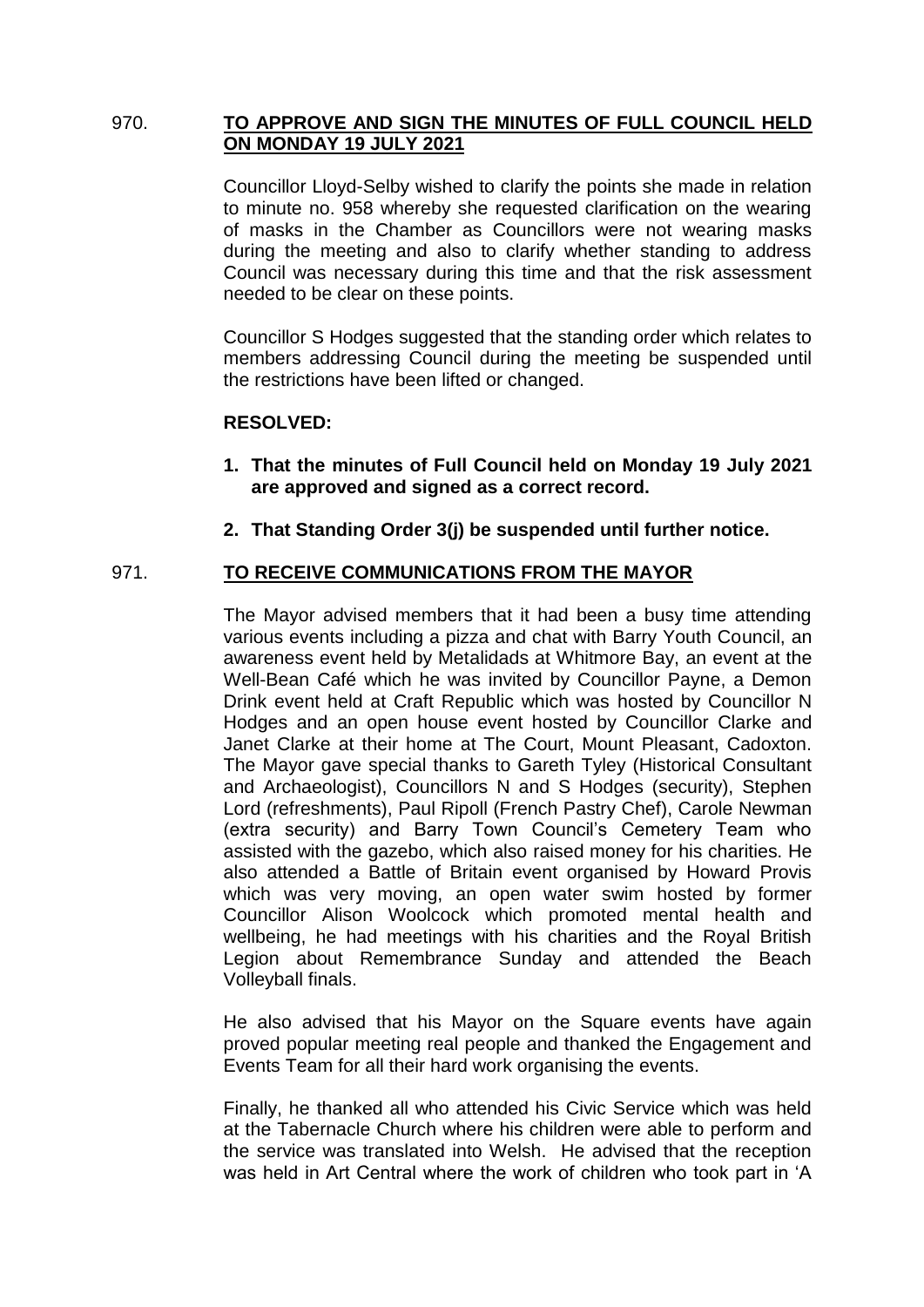970. **TO APPROVE AND SIGN THE MINUTES OF FULL COUNCIL HELD ON MONDAY 19 JULY 2021**

Councillor Lloyd-Selby wished to clarify the points she made in relation to minute no. 958 whereby she requested clarification on the wearing of masks in the Chamber as Councillors were not wearing masks during the meeting and also to clarify whether standing to address Council was necessary during this time and that the risk assessment needed to be clear on these points.

Councillor S Hodges suggested that the standing order which relates to members addressing Council during the meeting be suspended until the restrictions have been lifted or changed.

**RESOLVED:**

1. **That the minutes of Full Council held on Monday 19 July 2021 are approved and signed as a correct record.**

2. **That Standing Order 3(j) be suspended until further notice.**

971. **TO RECEIVE COMMUNICATIONS FROM THE MAYOR**

The Mayor advised members that it had been a busy time attending various events including a pizza and chat with Barry Youth Council, an awareness event held by Metalidads at Whitmore Bay, an event at the Well-Bean Café which he was invited by Councillor Payne, a Demon Drink event held at Craft Republic which was hosted by Councillor N Hodges and an open house event hosted by Councillor Clarke and Janet Clarke at their home at The Court, Mount Pleasant, Cadoxton. The Mayor gave special thanks to Gareth Tyley (Historical Consultant and Archaeologist), Councillors N and S Hodges (security), Stephen Lord (refreshments), Paul Ripoll (French Pastry Chef), Carole Newman (extra security) and Barry Town Council's Cemetery Team who assisted with the gazebo, which also raised money for his charities. He also attended a Battle of Britain event organised by Howard Provis which was very moving, an open water swim hosted by former Councillor Alison Woolcock which promoted mental health and wellbeing, he had meetings with his charities and the Royal British Legion about Remembrance Sunday and attended the Beach Volleyball finals.

He also advised that his Mayor on the Square events have again proved popular meeting real people and thanked the Engagement and Events Team for all their hard work organising the events.

Finally, he thanked all who attended his Civic Service which was held at the Tabernacle Church where his children were able to perform and the service was translated into Welsh. He advised that the reception was held in Art Central where the work of children who took part in 'A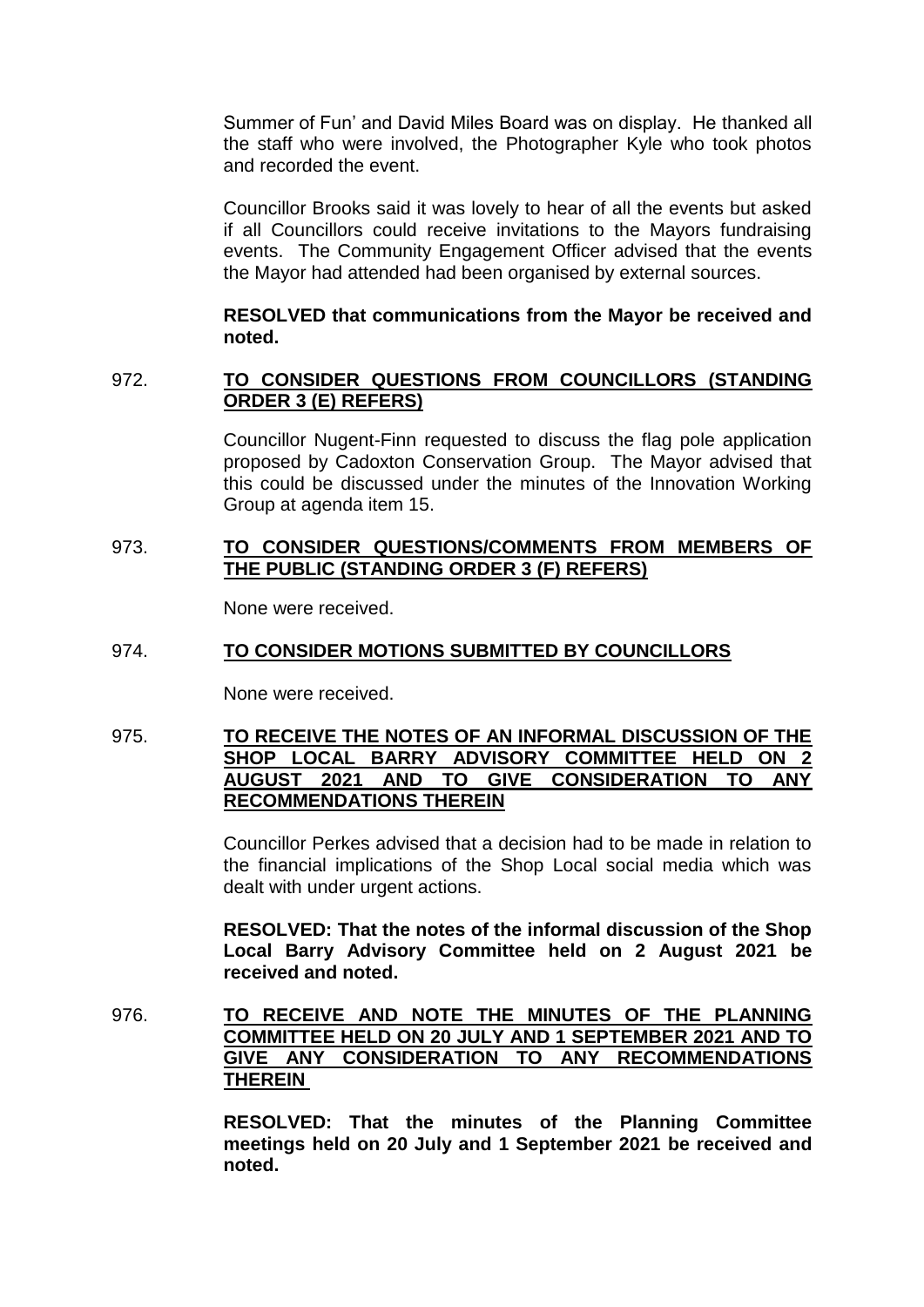Summer of Fun' and David Miles Board was on display. He thanked all the staff who were involved, the Photographer Kyle who took photos and recorded the event.

Councillor Brooks said it was lovely to hear of all the events but asked if all Councillors could receive invitations to the Mayors fundraising events. The Community Engagement Officer advised that the events the Mayor had attended had been organised by external sources.

**RESOLVED that communications from the Mayor be received and noted.**

972. **<u>TO CONSIDER QUESTIONS FROM COUNCILLORS (STANDING ORDER 3 (E) REFERS)</u>**

Councillor Nugent-Finn requested to discuss the flag pole application proposed by Cadoxton Conservation Group. The Mayor advised that this could be discussed under the minutes of the Innovation Working Group at agenda item 15.

973. **<u>TO CONSIDER QUESTIONS/COMMENTS FROM MEMBERS OF THE PUBLIC (STANDING ORDER 3 (F) REFERS)</u>**

None were received.

974. **<u>TO CONSIDER MOTIONS SUBMITTED BY COUNCILLORS</u>**

None were received.

975. **<u>TO RECEIVE THE NOTES OF AN INFORMAL DISCUSSION OF THE SHOP LOCAL BARRY ADVISORY COMMITTEE HELD ON 2 AUGUST 2021 AND TO GIVE CONSIDERATION TO ANY RECOMMENDATIONS THEREIN</u>**

Councillor Perkes advised that a decision had to be made in relation to the financial implications of the Shop Local social media which was dealt with under urgent actions.

**RESOLVED: That the notes of the informal discussion of the Shop Local Barry Advisory Committee held on 2 August 2021 be received and noted.**

976. **<u>TO RECEIVE AND NOTE THE MINUTES OF THE PLANNING COMMITTEE HELD ON 20 JULY AND 1 SEPTEMBER 2021 AND TO GIVE ANY CONSIDERATION TO ANY RECOMMENDATIONS THEREIN</u>**

**RESOLVED: That the minutes of the Planning Committee meetings held on 20 July and 1 September 2021 be received and noted.**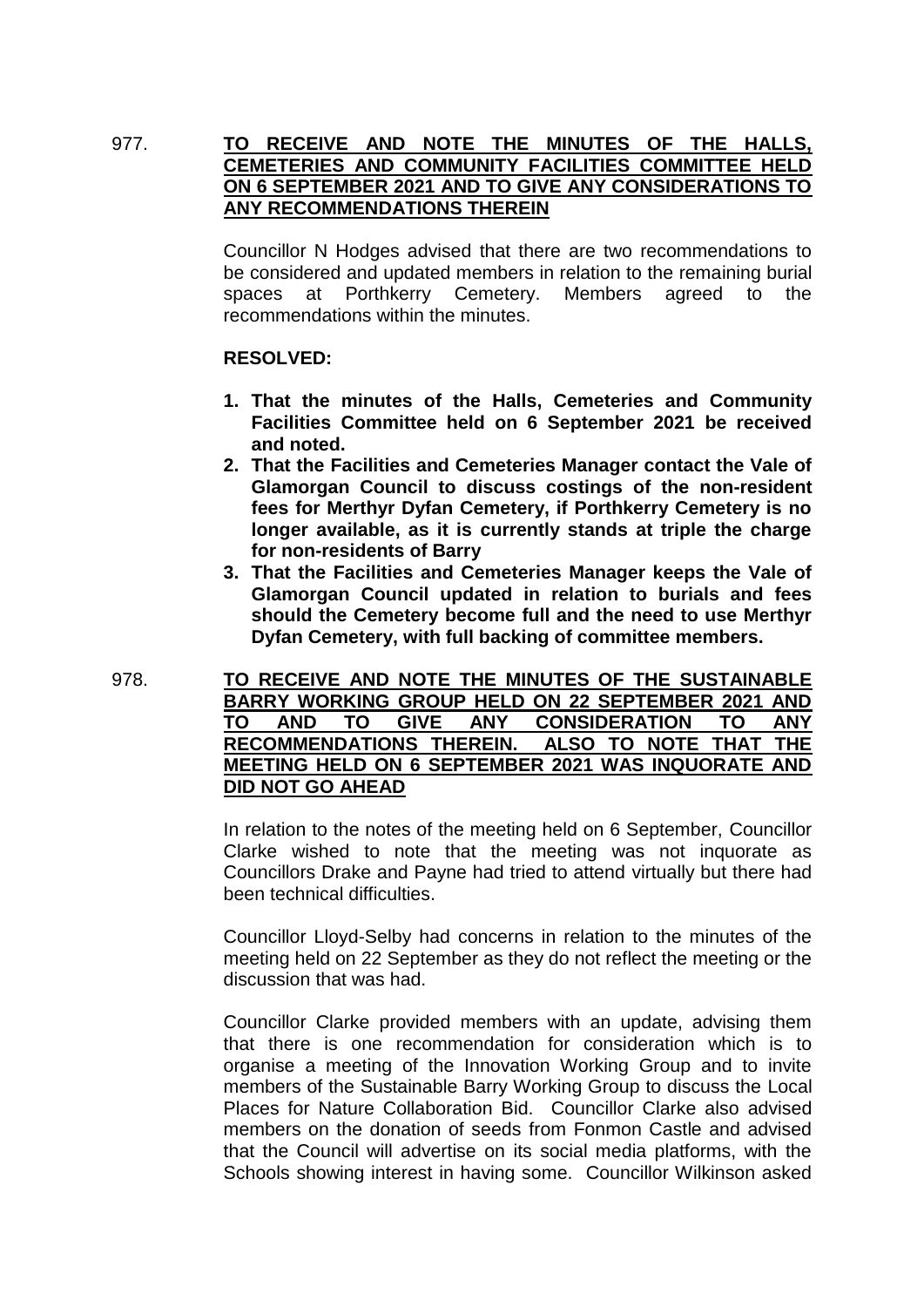977. **<u>TO RECEIVE AND NOTE THE MINUTES OF THE HALLS, CEMETERIES AND COMMUNITY FACILITIES COMMITTEE HELD ON 6 SEPTEMBER 2021 AND TO GIVE ANY CONSIDERATIONS TO ANY RECOMMENDATIONS THEREIN</u>**

Councillor N Hodges advised that there are two recommendations to be considered and updated members in relation to the remaining burial spaces at Porthkerry Cemetery. Members agreed to the recommendations within the minutes.

**RESOLVED:**

1. **That the minutes of the Halls, Cemeteries and Community Facilities Committee held on 6 September 2021 be received and noted.**
2. **That the Facilities and Cemeteries Manager contact the Vale of Glamorgan Council to discuss costings of the non-resident fees for Merthyr Dyfan Cemetery, if Porthkerry Cemetery is no longer available, as it is currently stands at triple the charge for non-residents of Barry**
3. **That the Facilities and Cemeteries Manager keeps the Vale of Glamorgan Council updated in relation to burials and fees should the Cemetery become full and the need to use Merthyr Dyfan Cemetery, with full backing of committee members.**

978. **<u>TO RECEIVE AND NOTE THE MINUTES OF THE SUSTAINABLE BARRY WORKING GROUP HELD ON 22 SEPTEMBER 2021 AND TO AND TO GIVE ANY CONSIDERATION TO ANY RECOMMENDATIONS THEREIN. ALSO TO NOTE THAT THE MEETING HELD ON 6 SEPTEMBER 2021 WAS INQUORATE AND DID NOT GO AHEAD</u>**

In relation to the notes of the meeting held on 6 September, Councillor Clarke wished to note that the meeting was not inquorate as Councillors Drake and Payne had tried to attend virtually but there had been technical difficulties.

Councillor Lloyd-Selby had concerns in relation to the minutes of the meeting held on 22 September as they do not reflect the meeting or the discussion that was had.

Councillor Clarke provided members with an update, advising them that there is one recommendation for consideration which is to organise a meeting of the Innovation Working Group and to invite members of the Sustainable Barry Working Group to discuss the Local Places for Nature Collaboration Bid. Councillor Clarke also advised members on the donation of seeds from Fonmon Castle and advised that the Council will advertise on its social media platforms, with the Schools showing interest in having some. Councillor Wilkinson asked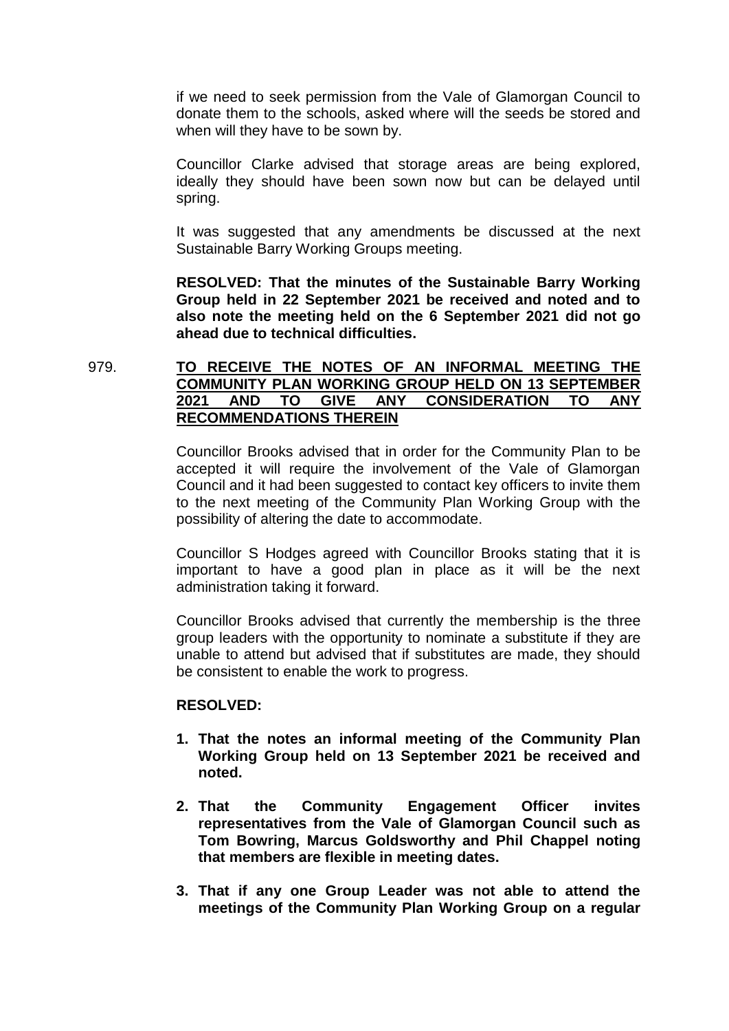if we need to seek permission from the Vale of Glamorgan Council to donate them to the schools, asked where will the seeds be stored and when will they have to be sown by.

Councillor Clarke advised that storage areas are being explored, ideally they should have been sown now but can be delayed until spring.

It was suggested that any amendments be discussed at the next Sustainable Barry Working Groups meeting.

**RESOLVED: That the minutes of the Sustainable Barry Working Group held in 22 September 2021 be received and noted and to also note the meeting held on the 6 September 2021 did not go ahead due to technical difficulties.**

979. **TO RECEIVE THE NOTES OF AN INFORMAL MEETING THE COMMUNITY PLAN WORKING GROUP HELD ON 13 SEPTEMBER 2021 AND TO GIVE ANY CONSIDERATION TO ANY RECOMMENDATIONS THEREIN**

Councillor Brooks advised that in order for the Community Plan to be accepted it will require the involvement of the Vale of Glamorgan Council and it had been suggested to contact key officers to invite them to the next meeting of the Community Plan Working Group with the possibility of altering the date to accommodate.

Councillor S Hodges agreed with Councillor Brooks stating that it is important to have a good plan in place as it will be the next administration taking it forward.

Councillor Brooks advised that currently the membership is the three group leaders with the opportunity to nominate a substitute if they are unable to attend but advised that if substitutes are made, they should be consistent to enable the work to progress.

**RESOLVED:**

1. **That the notes an informal meeting of the Community Plan Working Group held on 13 September 2021 be received and noted.**
2. **That the Community Engagement Officer invites representatives from the Vale of Glamorgan Council such as Tom Bowring, Marcus Goldsworthy and Phil Chappel noting that members are flexible in meeting dates.**
3. **That if any one Group Leader was not able to attend the meetings of the Community Plan Working Group on a regular**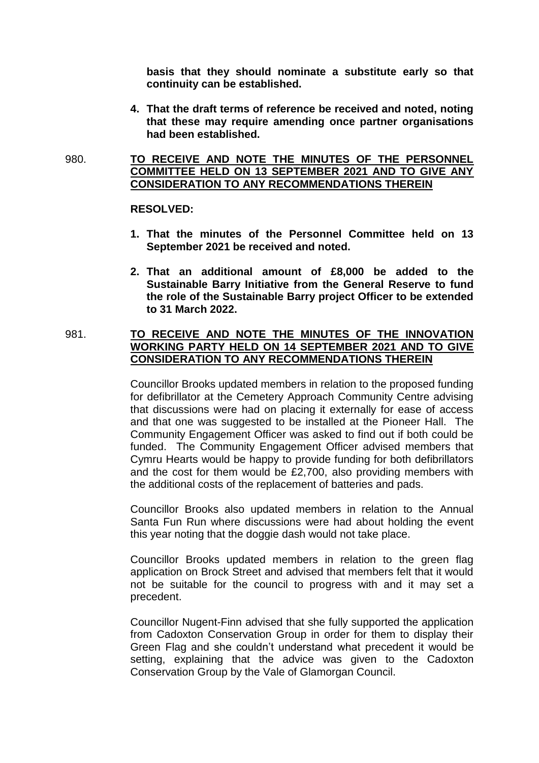**basis that they should nominate a substitute early so that continuity can be established.**

4. **That the draft terms of reference be received and noted, noting that these may require amending once partner organisations had been established.**

980. **TO RECEIVE AND NOTE THE MINUTES OF THE PERSONNEL COMMITTEE HELD ON 13 SEPTEMBER 2021 AND TO GIVE ANY CONSIDERATION TO ANY RECOMMENDATIONS THEREIN**

**RESOLVED:**

1. **That the minutes of the Personnel Committee held on 13 September 2021 be received and noted.**

2. **That an additional amount of £8,000 be added to the Sustainable Barry Initiative from the General Reserve to fund the role of the Sustainable Barry project Officer to be extended to 31 March 2022.**

981. **TO RECEIVE AND NOTE THE MINUTES OF THE INNOVATION WORKING PARTY HELD ON 14 SEPTEMBER 2021 AND TO GIVE CONSIDERATION TO ANY RECOMMENDATIONS THEREIN**

Councillor Brooks updated members in relation to the proposed funding for defibrillator at the Cemetery Approach Community Centre advising that discussions were had on placing it externally for ease of access and that one was suggested to be installed at the Pioneer Hall. The Community Engagement Officer was asked to find out if both could be funded. The Community Engagement Officer advised members that Cymru Hearts would be happy to provide funding for both defibrillators and the cost for them would be £2,700, also providing members with the additional costs of the replacement of batteries and pads.

Councillor Brooks also updated members in relation to the Annual Santa Fun Run where discussions were had about holding the event this year noting that the doggie dash would not take place.

Councillor Brooks updated members in relation to the green flag application on Brock Street and advised that members felt that it would not be suitable for the council to progress with and it may set a precedent.

Councillor Nugent-Finn advised that she fully supported the application from Cadoxton Conservation Group in order for them to display their Green Flag and she couldn't understand what precedent it would be setting, explaining that the advice was given to the Cadoxton Conservation Group by the Vale of Glamorgan Council.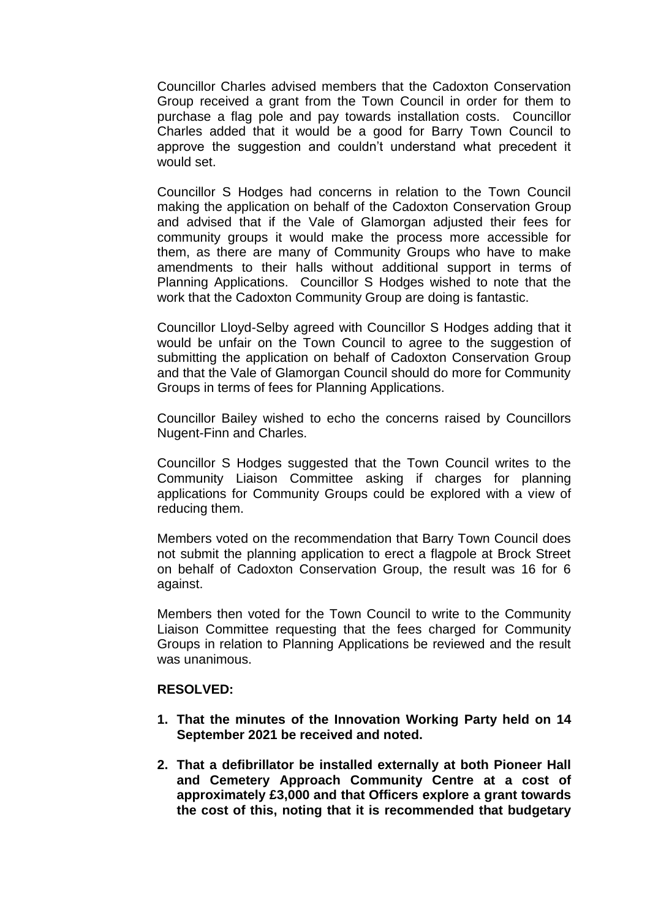Councillor Charles advised members that the Cadoxton Conservation Group received a grant from the Town Council in order for them to purchase a flag pole and pay towards installation costs. Councillor Charles added that it would be a good for Barry Town Council to approve the suggestion and couldn't understand what precedent it would set.

Councillor S Hodges had concerns in relation to the Town Council making the application on behalf of the Cadoxton Conservation Group and advised that if the Vale of Glamorgan adjusted their fees for community groups it would make the process more accessible for them, as there are many of Community Groups who have to make amendments to their halls without additional support in terms of Planning Applications. Councillor S Hodges wished to note that the work that the Cadoxton Community Group are doing is fantastic.

Councillor Lloyd-Selby agreed with Councillor S Hodges adding that it would be unfair on the Town Council to agree to the suggestion of submitting the application on behalf of Cadoxton Conservation Group and that the Vale of Glamorgan Council should do more for Community Groups in terms of fees for Planning Applications.

Councillor Bailey wished to echo the concerns raised by Councillors Nugent-Finn and Charles.

Councillor S Hodges suggested that the Town Council writes to the Community Liaison Committee asking if charges for planning applications for Community Groups could be explored with a view of reducing them.

Members voted on the recommendation that Barry Town Council does not submit the planning application to erect a flagpole at Brock Street on behalf of Cadoxton Conservation Group, the result was 16 for 6 against.

Members then voted for the Town Council to write to the Community Liaison Committee requesting that the fees charged for Community Groups in relation to Planning Applications be reviewed and the result was unanimous.

**RESOLVED:**

1. **That the minutes of the Innovation Working Party held on 14 September 2021 be received and noted.**
2. **That a defibrillator be installed externally at both Pioneer Hall and Cemetery Approach Community Centre at a cost of approximately £3,000 and that Officers explore a grant towards the cost of this, noting that it is recommended that budgetary**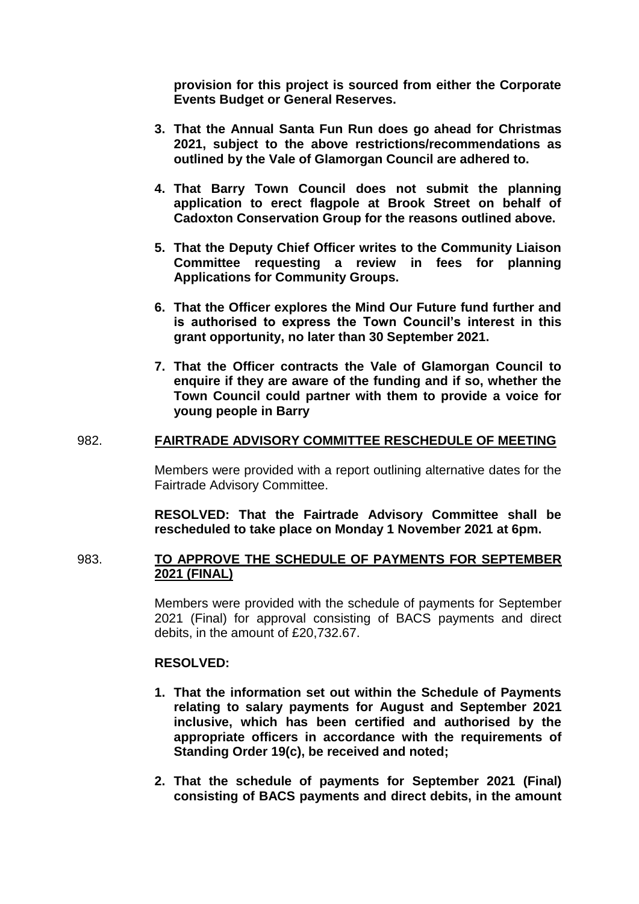**provision for this project is sourced from either the Corporate Events Budget or General Reserves.**

3. **That the Annual Santa Fun Run does go ahead for Christmas 2021, subject to the above restrictions/recommendations as outlined by the Vale of Glamorgan Council are adhered to.**

4. **That Barry Town Council does not submit the planning application to erect flagpole at Brook Street on behalf of Cadoxton Conservation Group for the reasons outlined above.**

5. **That the Deputy Chief Officer writes to the Community Liaison Committee requesting a review in fees for planning Applications for Community Groups.**

6. **That the Officer explores the Mind Our Future fund further and is authorised to express the Town Council's interest in this grant opportunity, no later than 30 September 2021.**

7. **That the Officer contracts the Vale of Glamorgan Council to enquire if they are aware of the funding and if so, whether the Town Council could partner with them to provide a voice for young people in Barry**

982. **FAIRTRADE ADVISORY COMMITTEE RESCHEDULE OF MEETING**

Members were provided with a report outlining alternative dates for the Fairtrade Advisory Committee.

**RESOLVED: That the Fairtrade Advisory Committee shall be rescheduled to take place on Monday 1 November 2021 at 6pm.**

983. **TO APPROVE THE SCHEDULE OF PAYMENTS FOR SEPTEMBER 2021 (FINAL)**

Members were provided with the schedule of payments for September 2021 (Final) for approval consisting of BACS payments and direct debits, in the amount of £20,732.67.

**RESOLVED:**

1. **That the information set out within the Schedule of Payments relating to salary payments for August and September 2021 inclusive, which has been certified and authorised by the appropriate officers in accordance with the requirements of Standing Order 19(c), be received and noted;**

2. **That the schedule of payments for September 2021 (Final) consisting of BACS payments and direct debits, in the amount**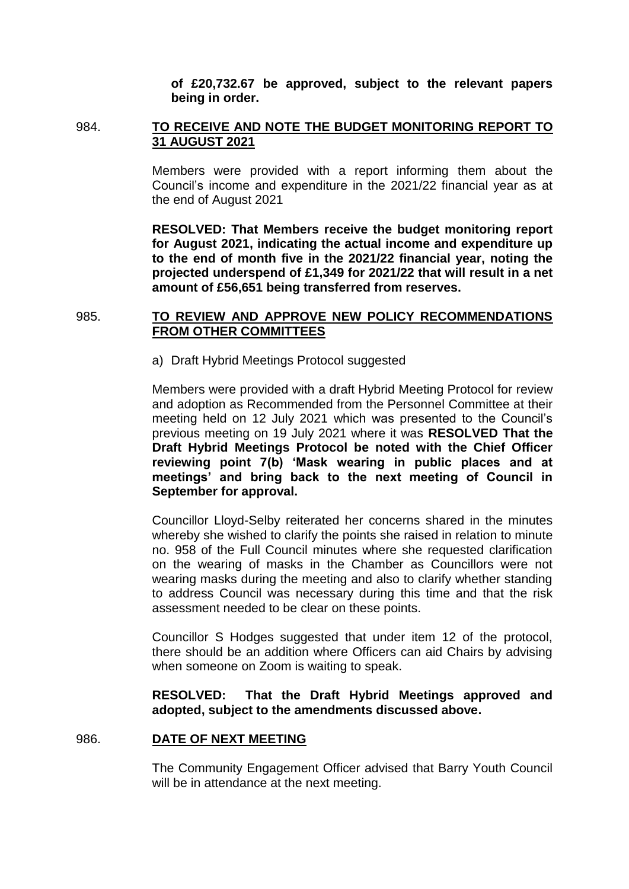**of £20,732.67 be approved, subject to the relevant papers being in order.**

984. **TO RECEIVE AND NOTE THE BUDGET MONITORING REPORT TO 31 AUGUST 2021**

Members were provided with a report informing them about the Council's income and expenditure in the 2021/22 financial year as at the end of August 2021

**RESOLVED: That Members receive the budget monitoring report for August 2021, indicating the actual income and expenditure up to the end of month five in the 2021/22 financial year, noting the projected underspend of £1,349 for 2021/22 that will result in a net amount of £56,651 being transferred from reserves.**

985. **TO REVIEW AND APPROVE NEW POLICY RECOMMENDATIONS FROM OTHER COMMITTEES**

a) Draft Hybrid Meetings Protocol suggested

Members were provided with a draft Hybrid Meeting Protocol for review and adoption as Recommended from the Personnel Committee at their meeting held on 12 July 2021 which was presented to the Council's previous meeting on 19 July 2021 where it was **RESOLVED That the Draft Hybrid Meetings Protocol be noted with the Chief Officer reviewing point 7(b) 'Mask wearing in public places and at meetings' and bring back to the next meeting of Council in September for approval.**

Councillor Lloyd-Selby reiterated her concerns shared in the minutes whereby she wished to clarify the points she raised in relation to minute no. 958 of the Full Council minutes where she requested clarification on the wearing of masks in the Chamber as Councillors were not wearing masks during the meeting and also to clarify whether standing to address Council was necessary during this time and that the risk assessment needed to be clear on these points.

Councillor S Hodges suggested that under item 12 of the protocol, there should be an addition where Officers can aid Chairs by advising when someone on Zoom is waiting to speak.

**RESOLVED: That the Draft Hybrid Meetings approved and adopted, subject to the amendments discussed above.**

986. **DATE OF NEXT MEETING**

The Community Engagement Officer advised that Barry Youth Council will be in attendance at the next meeting.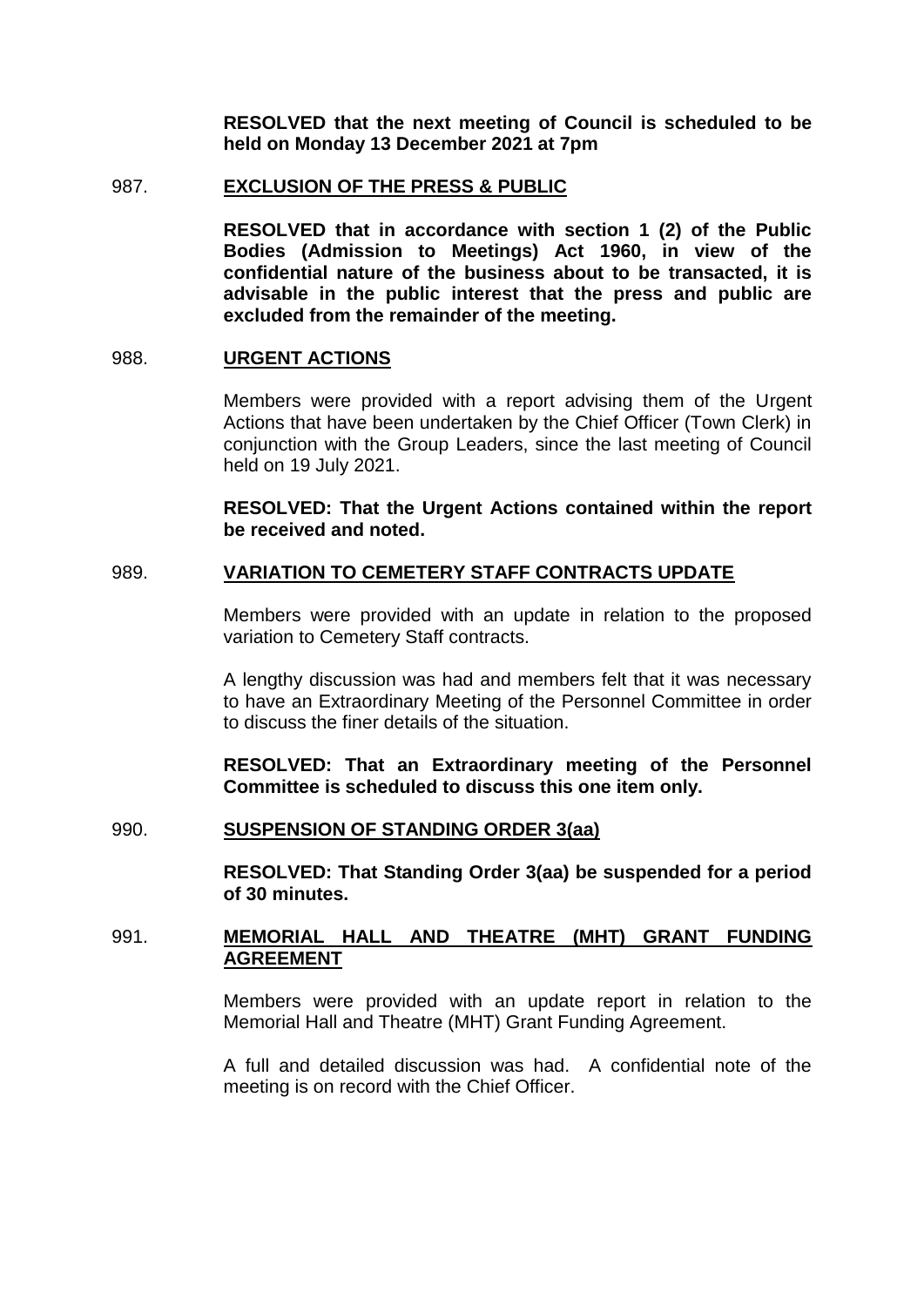**RESOLVED that the next meeting of Council is scheduled to be held on Monday 13 December 2021 at 7pm**

987. **EXCLUSION OF THE PRESS & PUBLIC**

**RESOLVED that in accordance with section 1 (2) of the Public Bodies (Admission to Meetings) Act 1960, in view of the confidential nature of the business about to be transacted, it is advisable in the public interest that the press and public are excluded from the remainder of the meeting.**

988. **URGENT ACTIONS**

Members were provided with a report advising them of the Urgent Actions that have been undertaken by the Chief Officer (Town Clerk) in conjunction with the Group Leaders, since the last meeting of Council held on 19 July 2021.

**RESOLVED: That the Urgent Actions contained within the report be received and noted.**

989. **VARIATION TO CEMETERY STAFF CONTRACTS UPDATE**

Members were provided with an update in relation to the proposed variation to Cemetery Staff contracts.

A lengthy discussion was had and members felt that it was necessary to have an Extraordinary Meeting of the Personnel Committee in order to discuss the finer details of the situation.

**RESOLVED: That an Extraordinary meeting of the Personnel Committee is scheduled to discuss this one item only.**

990. **SUSPENSION OF STANDING ORDER 3(aa)**

**RESOLVED: That Standing Order 3(aa) be suspended for a period of 30 minutes.**

991. **MEMORIAL HALL AND THEATRE (MHT) GRANT FUNDING AGREEMENT**

Members were provided with an update report in relation to the Memorial Hall and Theatre (MHT) Grant Funding Agreement.

A full and detailed discussion was had. A confidential note of the meeting is on record with the Chief Officer.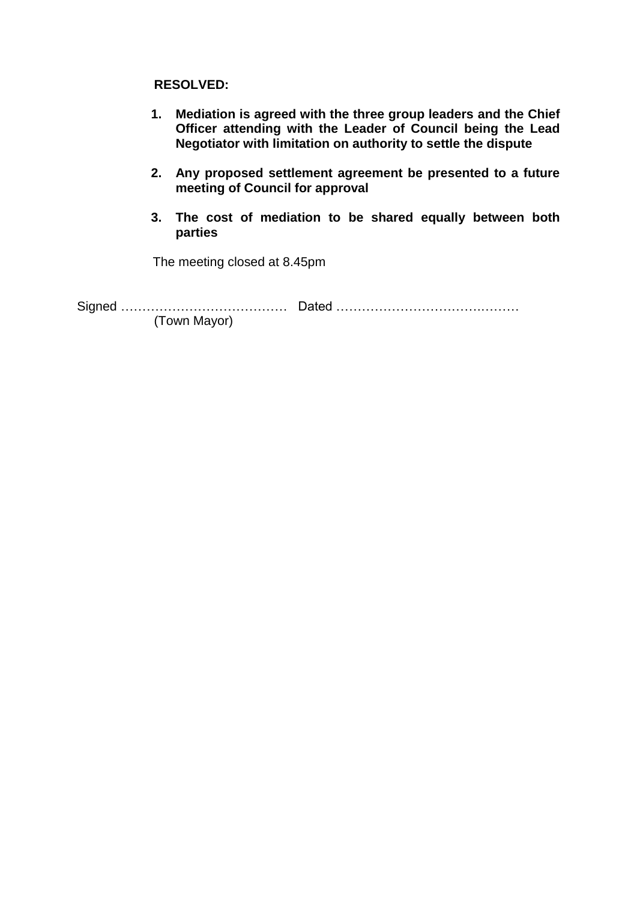**RESOLVED:**

1. **Mediation is agreed with the three group leaders and the Chief Officer attending with the Leader of Council being the Lead Negotiator with limitation on authority to settle the dispute**

2. **Any proposed settlement agreement be presented to a future meeting of Council for approval**

3. **The cost of mediation to be shared equally between both parties**

The meeting closed at 8.45pm

Signed ………………………………… Dated ……………………………………
(Town Mayor)